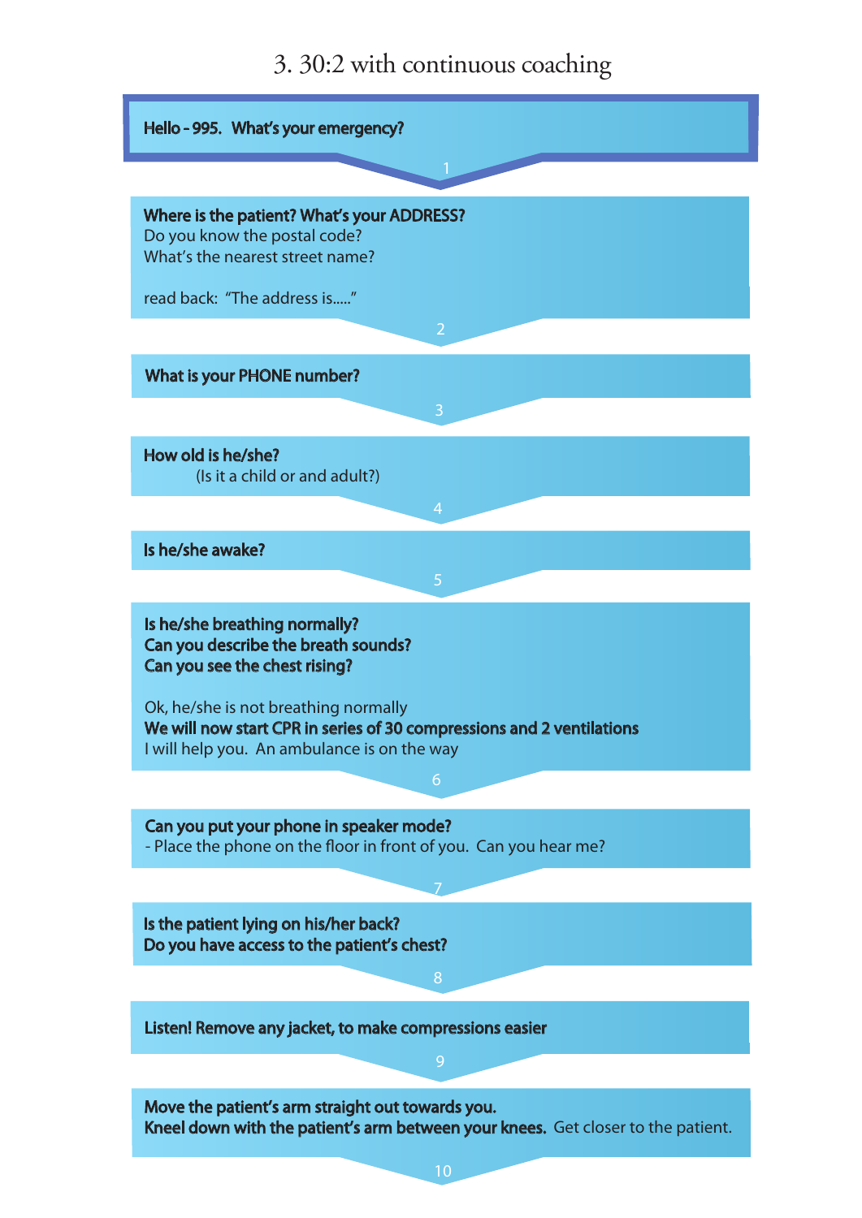# 3. 30:2 with continuous coaching

**Hello - 995. What's your emergency?**

1

**Where is the patient? What's your ADDRESS?**
Do you know the postal code?
What's the nearest street name?

read back: "The address is....."

2

**What is your PHONE number?**

3

**How old is he/she?**
(Is it a child or and adult?)

4

**Is he/she awake?**

5

**Is he/she breathing normally?**
**Can you describe the breath sounds?**
**Can you see the chest rising?**

Ok, he/she is not breathing normally
**We will now start CPR in series of 30 compressions and 2 ventilations**
I will help you. An ambulance is on the way

6

**Can you put your phone in speaker mode?**
- Place the phone on the floor in front of you. Can you hear me?

7

**Is the patient lying on his/her back?**
**Do you have access to the patient's chest?**

8

**Listen! Remove any jacket, to make compressions easier**

9

**Move the patient's arm straight out towards you.**
**Kneel down with the patient's arm between your knees.** Get closer to the patient.

10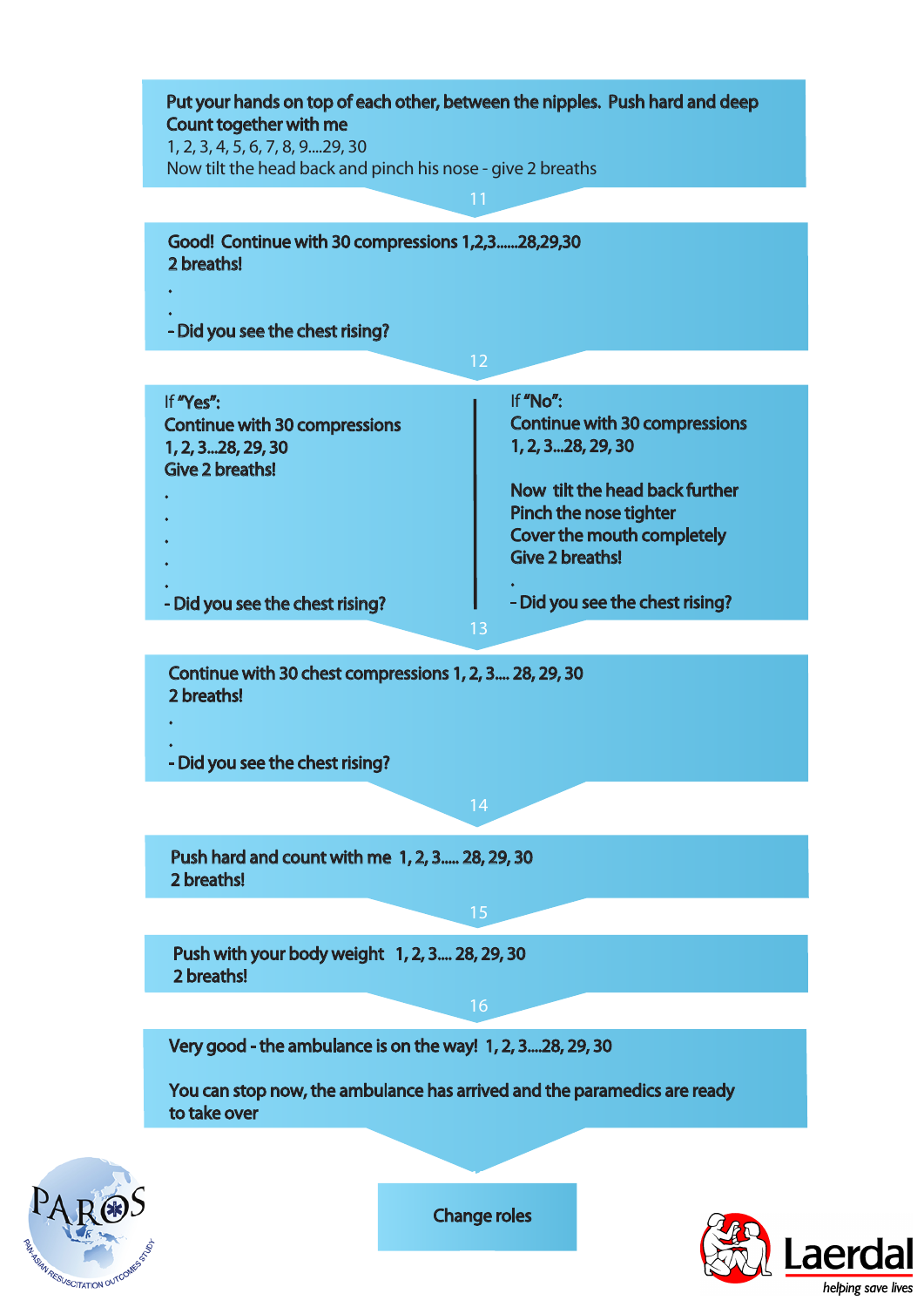Put your hands on top of each other, between the nipples. Push hard and deep
Count together with me
1, 2, 3, 4, 5, 6, 7, 8, 9....29, 30
Now tilt the head back and pinch his nose - give 2 breaths

11

Good! Continue with 30 compressions 1,2,3......28,29,30
2 breaths!
.
.
- Did you see the chest rising?

12

If "Yes":
Continue with 30 compressions
1, 2, 3...28, 29, 30
Give 2 breaths!
.
.
.
.
.
- Did you see the chest rising?

If "No":
Continue with 30 compressions
1, 2, 3...28, 29, 30

Now tilt the head back further
Pinch the nose tighter
Cover the mouth completely
Give 2 breaths!
.
- Did you see the chest rising?

13

Continue with 30 chest compressions 1, 2, 3.... 28, 29, 30
2 breaths!
.
.
- Did you see the chest rising?

14

Push hard and count with me 1, 2, 3..... 28, 29, 30
2 breaths!

15

Push with your body weight 1, 2, 3.... 28, 29, 30
2 breaths!

16

Very good - the ambulance is on the way! 1, 2, 3....28, 29, 30

You can stop now, the ambulance has arrived and the paramedics are ready to take over

Change roles

PAROS
PAN-ASIAN RESUSCITATION OUTCOMES STUDY

Laerdal
helping save lives